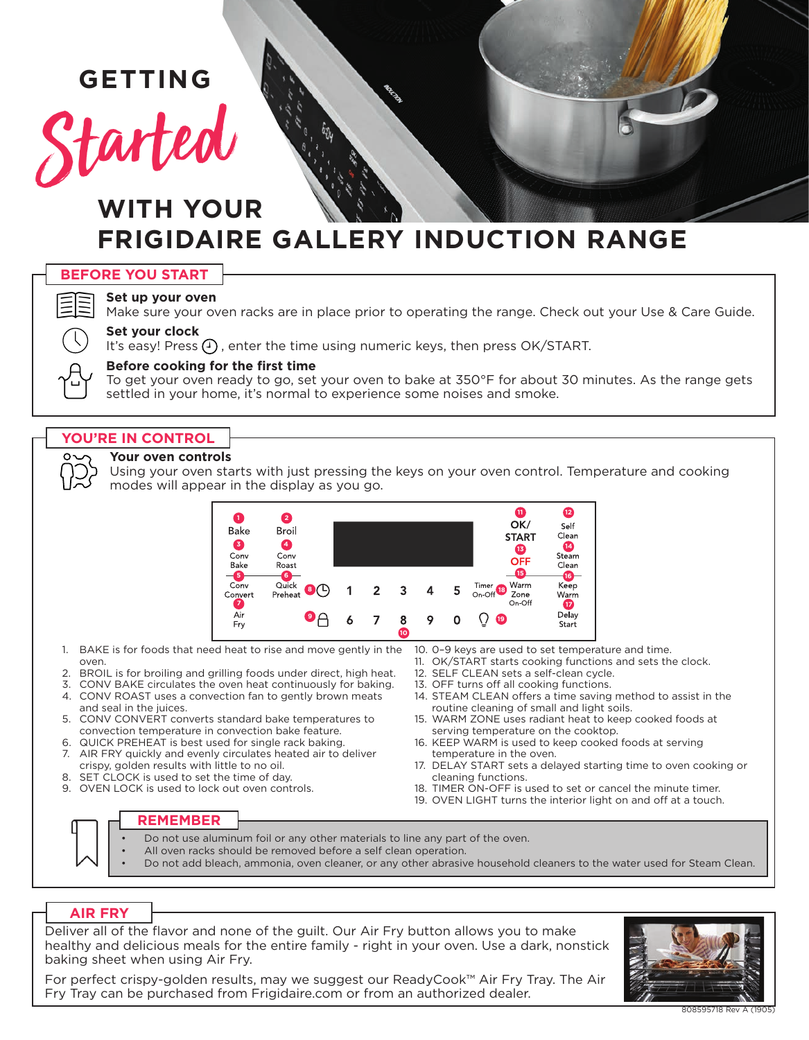# GETTING *Started* WITH YOUR FRIGIDAIRE GALLERY INDUCTION RANGE

## BEFORE YOU START

**Set up your oven**
Make sure your oven racks are in place prior to operating the range. Check out your Use & Care Guide.

**Set your clock**
It's easy! Press ⏲, enter the time using numeric keys, then press OK/START.

**Before cooking for the first time**
To get your oven ready to go, set your oven to bake at 350°F for about 30 minutes. As the range gets settled in your home, it's normal to experience some noises and smoke.

## YOU'RE IN CONTROL

**Your oven controls**
Using your oven starts with just pressing the keys on your oven control. Temperature and cooking modes will appear in the display as you go.

1. BAKE is for foods that need heat to rise and move gently in the oven.
2. BROIL is for broiling and grilling foods under direct, high heat.
3. CONV BAKE circulates the oven heat continuously for baking.
4. CONV ROAST uses a convection fan to gently brown meats and seal in the juices.
5. CONV CONVERT converts standard bake temperatures to convection temperature in convection bake feature.
6. QUICK PREHEAT is best used for single rack baking.
7. AIR FRY quickly and evenly circulates heated air to deliver crispy, golden results with little to no oil.
8. SET CLOCK is used to set the time of day.
9. OVEN LOCK is used to lock out oven controls.
10. 0–9 keys are used to set temperature and time.
11. OK/START starts cooking functions and sets the clock.
12. SELF CLEAN sets a self-clean cycle.
13. OFF turns off all cooking functions.
14. STEAM CLEAN offers a time saving method to assist in the routine cleaning of small and light soils.
15. WARM ZONE uses radiant heat to keep cooked foods at serving temperature on the cooktop.
16. KEEP WARM is used to keep cooked foods at serving temperature in the oven.
17. DELAY START sets a delayed starting time to oven cooking or cleaning functions.
18. TIMER ON-OFF is used to set or cancel the minute timer.
19. OVEN LIGHT turns the interior light on and off at a touch.

### REMEMBER

- Do not use aluminum foil or any other materials to line any part of the oven.
- All oven racks should be removed before a self clean operation.
- Do not add bleach, ammonia, oven cleaner, or any other abrasive household cleaners to the water used for Steam Clean.

## AIR FRY

Deliver all of the flavor and none of the guilt. Our Air Fry button allows you to make healthy and delicious meals for the entire family - right in your oven. Use a dark, nonstick baking sheet when using Air Fry.

For perfect crispy-golden results, may we suggest our ReadyCook™ Air Fry Tray. The Air Fry Tray can be purchased from Frigidaire.com or from an authorized dealer.

808595718 Rev A (1905)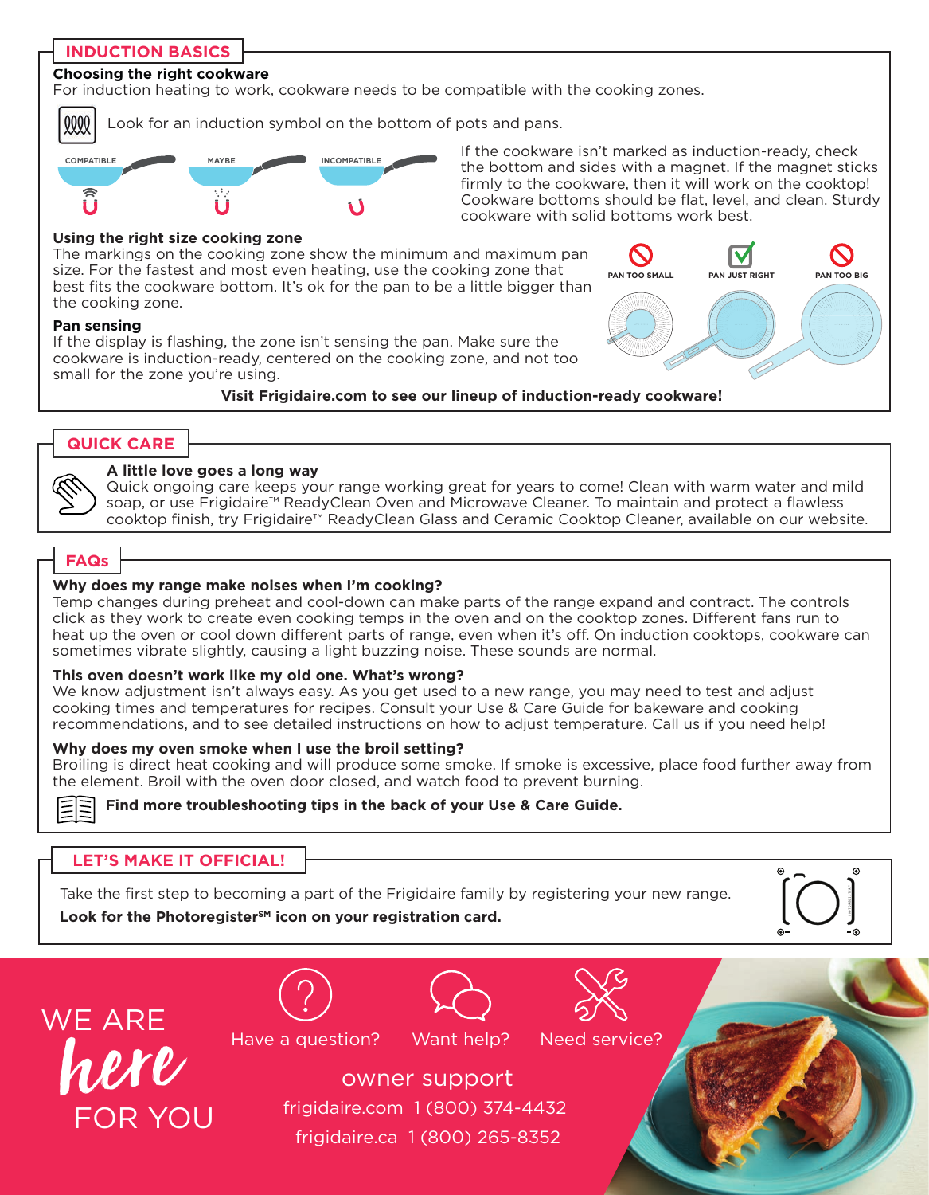## INDUCTION BASICS

### Choosing the right cookware

For induction heating to work, cookware needs to be compatible with the cooking zones.

Look for an induction symbol on the bottom of pots and pans.

COMPATIBLE MAYBE INCOMPATIBLE

If the cookware isn't marked as induction-ready, check the bottom and sides with a magnet. If the magnet sticks firmly to the cookware, then it will work on the cooktop! Cookware bottoms should be flat, level, and clean. Sturdy cookware with solid bottoms work best.

### Using the right size cooking zone

The markings on the cooking zone show the minimum and maximum pan size. For the fastest and most even heating, use the cooking zone that best fits the cookware bottom. It's ok for the pan to be a little bigger than the cooking zone.

PAN TOO SMALL PAN JUST RIGHT PAN TOO BIG

### Pan sensing

If the display is flashing, the zone isn't sensing the pan. Make sure the cookware is induction-ready, centered on the cooking zone, and not too small for the zone you're using.

**Visit Frigidaire.com to see our lineup of induction-ready cookware!**

## QUICK CARE

### A little love goes a long way

Quick ongoing care keeps your range working great for years to come! Clean with warm water and mild soap, or use Frigidaire™ ReadyClean Oven and Microwave Cleaner. To maintain and protect a flawless cooktop finish, try Frigidaire™ ReadyClean Glass and Ceramic Cooktop Cleaner, available on our website.

## FAQs

### Why does my range make noises when I'm cooking?

Temp changes during preheat and cool-down can make parts of the range expand and contract. The controls click as they work to create even cooking temps in the oven and on the cooktop zones. Different fans run to heat up the oven or cool down different parts of range, even when it's off. On induction cooktops, cookware can sometimes vibrate slightly, causing a light buzzing noise. These sounds are normal.

### This oven doesn't work like my old one. What's wrong?

We know adjustment isn't always easy. As you get used to a new range, you may need to test and adjust cooking times and temperatures for recipes. Consult your Use & Care Guide for bakeware and cooking recommendations, and to see detailed instructions on how to adjust temperature. Call us if you need help!

### Why does my oven smoke when I use the broil setting?

Broiling is direct heat cooking and will produce some smoke. If smoke is excessive, place food further away from the element. Broil with the oven door closed, and watch food to prevent burning.

**Find more troubleshooting tips in the back of your Use & Care Guide.**

## LET'S MAKE IT OFFICIAL!

Take the first step to becoming a part of the Frigidaire family by registering your new range.

**Look for the Photoregister℠ icon on your registration card.**

WE ARE *here* FOR YOU

Have a question? Want help? Need service?

owner support

frigidaire.com 1 (800) 374-4432

frigidaire.ca 1 (800) 265-8352